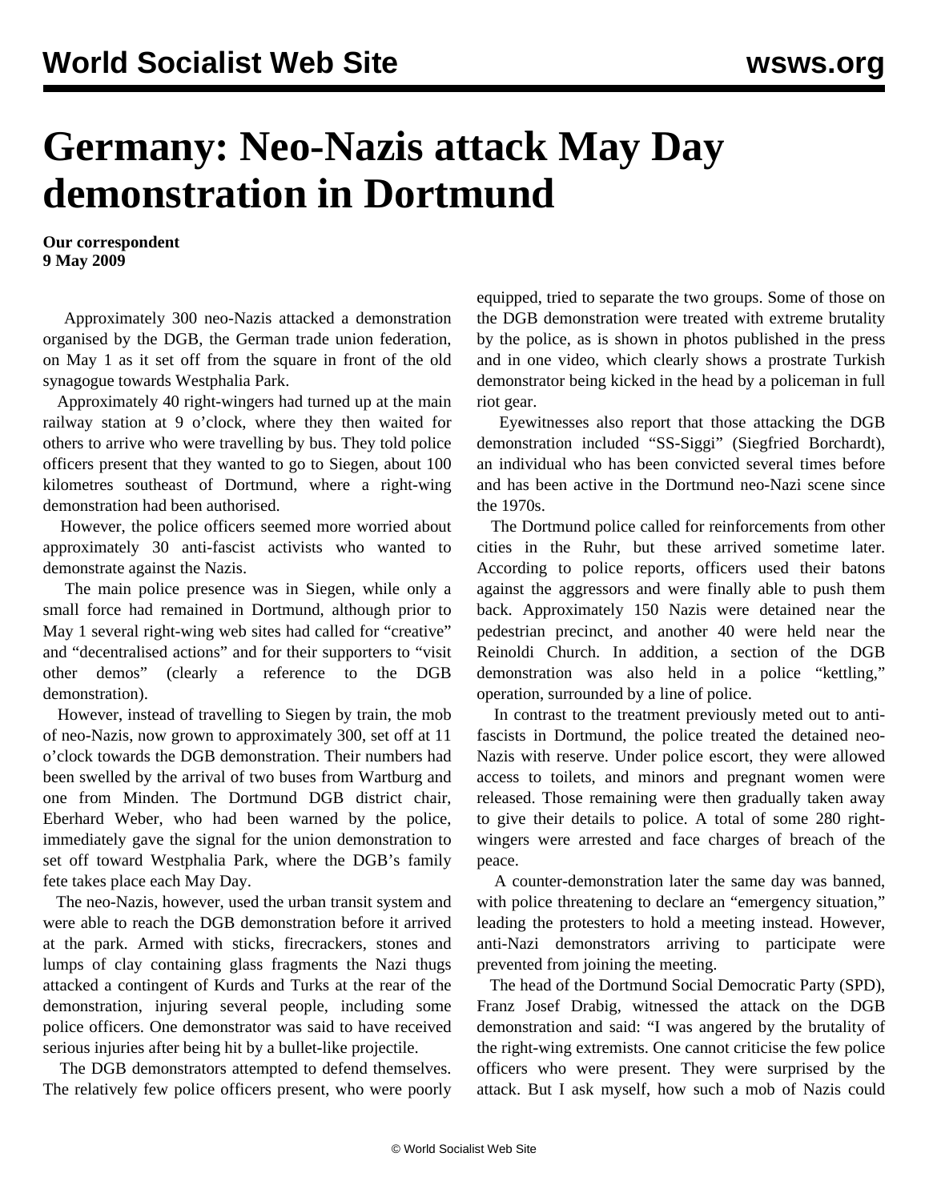# Germany: Neo-Nazis attack May Day demonstration in Dortmund

**Our correspondent**
**9 May 2009**

Approximately 300 neo-Nazis attacked a demonstration organised by the DGB, the German trade union federation, on May 1 as it set off from the square in front of the old synagogue towards Westphalia Park.

Approximately 40 right-wingers had turned up at the main railway station at 9 o'clock, where they then waited for others to arrive who were travelling by bus. They told police officers present that they wanted to go to Siegen, about 100 kilometres southeast of Dortmund, where a right-wing demonstration had been authorised.

However, the police officers seemed more worried about approximately 30 anti-fascist activists who wanted to demonstrate against the Nazis.

The main police presence was in Siegen, while only a small force had remained in Dortmund, although prior to May 1 several right-wing web sites had called for "creative" and "decentralised actions" and for their supporters to "visit other demos" (clearly a reference to the DGB demonstration).

However, instead of travelling to Siegen by train, the mob of neo-Nazis, now grown to approximately 300, set off at 11 o'clock towards the DGB demonstration. Their numbers had been swelled by the arrival of two buses from Wartburg and one from Minden. The Dortmund DGB district chair, Eberhard Weber, who had been warned by the police, immediately gave the signal for the union demonstration to set off toward Westphalia Park, where the DGB's family fete takes place each May Day.

The neo-Nazis, however, used the urban transit system and were able to reach the DGB demonstration before it arrived at the park. Armed with sticks, firecrackers, stones and lumps of clay containing glass fragments the Nazi thugs attacked a contingent of Kurds and Turks at the rear of the demonstration, injuring several people, including some police officers. One demonstrator was said to have received serious injuries after being hit by a bullet-like projectile.

The DGB demonstrators attempted to defend themselves. The relatively few police officers present, who were poorly equipped, tried to separate the two groups. Some of those on the DGB demonstration were treated with extreme brutality by the police, as is shown in photos published in the press and in one video, which clearly shows a prostrate Turkish demonstrator being kicked in the head by a policeman in full riot gear.

Eyewitnesses also report that those attacking the DGB demonstration included "SS-Siggi" (Siegfried Borchardt), an individual who has been convicted several times before and has been active in the Dortmund neo-Nazi scene since the 1970s.

The Dortmund police called for reinforcements from other cities in the Ruhr, but these arrived sometime later. According to police reports, officers used their batons against the aggressors and were finally able to push them back. Approximately 150 Nazis were detained near the pedestrian precinct, and another 40 were held near the Reinoldi Church. In addition, a section of the DGB demonstration was also held in a police "kettling," operation, surrounded by a line of police.

In contrast to the treatment previously meted out to anti-fascists in Dortmund, the police treated the detained neo-Nazis with reserve. Under police escort, they were allowed access to toilets, and minors and pregnant women were released. Those remaining were then gradually taken away to give their details to police. A total of some 280 right-wingers were arrested and face charges of breach of the peace.

A counter-demonstration later the same day was banned, with police threatening to declare an "emergency situation," leading the protesters to hold a meeting instead. However, anti-Nazi demonstrators arriving to participate were prevented from joining the meeting.

The head of the Dortmund Social Democratic Party (SPD), Franz Josef Drabig, witnessed the attack on the DGB demonstration and said: "I was angered by the brutality of the right-wing extremists. One cannot criticise the few police officers who were present. They were surprised by the attack. But I ask myself, how such a mob of Nazis could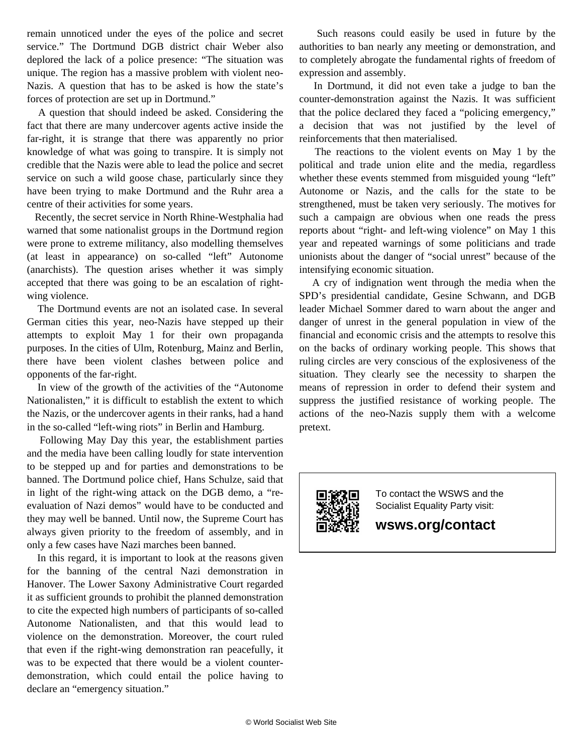remain unnoticed under the eyes of the police and secret service." The Dortmund DGB district chair Weber also deplored the lack of a police presence: "The situation was unique. The region has a massive problem with violent neo-Nazis. A question that has to be asked is how the state's forces of protection are set up in Dortmund."

A question that should indeed be asked. Considering the fact that there are many undercover agents active inside the far-right, it is strange that there was apparently no prior knowledge of what was going to transpire. It is simply not credible that the Nazis were able to lead the police and secret service on such a wild goose chase, particularly since they have been trying to make Dortmund and the Ruhr area a centre of their activities for some years.

Recently, the secret service in North Rhine-Westphalia had warned that some nationalist groups in the Dortmund region were prone to extreme militancy, also modelling themselves (at least in appearance) on so-called "left" Autonome (anarchists). The question arises whether it was simply accepted that there was going to be an escalation of right-wing violence.

The Dortmund events are not an isolated case. In several German cities this year, neo-Nazis have stepped up their attempts to exploit May 1 for their own propaganda purposes. In the cities of Ulm, Rotenburg, Mainz and Berlin, there have been violent clashes between police and opponents of the far-right.

In view of the growth of the activities of the "Autonome Nationalisten," it is difficult to establish the extent to which the Nazis, or the undercover agents in their ranks, had a hand in the so-called "left-wing riots" in Berlin and Hamburg.

Following May Day this year, the establishment parties and the media have been calling loudly for state intervention to be stepped up and for parties and demonstrations to be banned. The Dortmund police chief, Hans Schulze, said that in light of the right-wing attack on the DGB demo, a "re-evaluation of Nazi demos" would have to be conducted and they may well be banned. Until now, the Supreme Court has always given priority to the freedom of assembly, and in only a few cases have Nazi marches been banned.

In this regard, it is important to look at the reasons given for the banning of the central Nazi demonstration in Hanover. The Lower Saxony Administrative Court regarded it as sufficient grounds to prohibit the planned demonstration to cite the expected high numbers of participants of so-called Autonome Nationalisten, and that this would lead to violence on the demonstration. Moreover, the court ruled that even if the right-wing demonstration ran peacefully, it was to be expected that there would be a violent counter-demonstration, which could entail the police having to declare an "emergency situation."

Such reasons could easily be used in future by the authorities to ban nearly any meeting or demonstration, and to completely abrogate the fundamental rights of freedom of expression and assembly.

In Dortmund, it did not even take a judge to ban the counter-demonstration against the Nazis. It was sufficient that the police declared they faced a "policing emergency," a decision that was not justified by the level of reinforcements that then materialised.

The reactions to the violent events on May 1 by the political and trade union elite and the media, regardless whether these events stemmed from misguided young "left" Autonome or Nazis, and the calls for the state to be strengthened, must be taken very seriously. The motives for such a campaign are obvious when one reads the press reports about "right- and left-wing violence" on May 1 this year and repeated warnings of some politicians and trade unionists about the danger of "social unrest" because of the intensifying economic situation.

A cry of indignation went through the media when the SPD's presidential candidate, Gesine Schwann, and DGB leader Michael Sommer dared to warn about the anger and danger of unrest in the general population in view of the financial and economic crisis and the attempts to resolve this on the backs of ordinary working people. This shows that ruling circles are very conscious of the explosiveness of the situation. They clearly see the necessity to sharpen the means of repression in order to defend their system and suppress the justified resistance of working people. The actions of the neo-Nazis supply them with a welcome pretext.

To contact the WSWS and the Socialist Equality Party visit:

**wsws.org/contact**